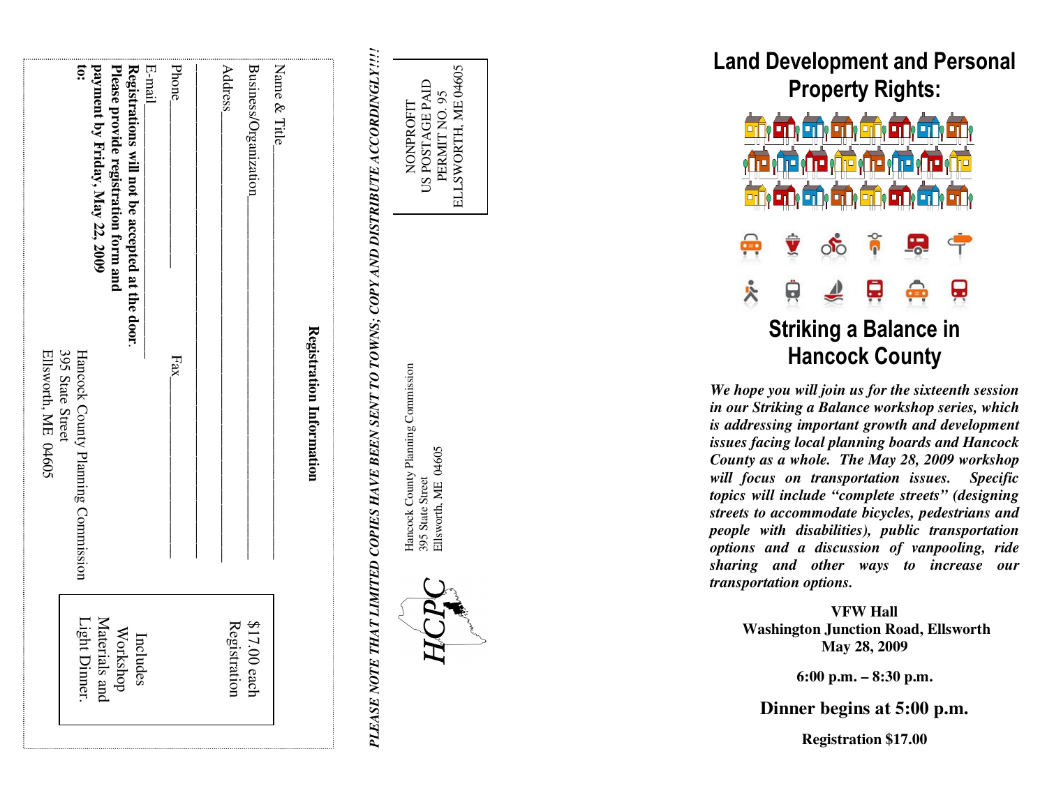## Registration Information

Name & Title\_\_\_\_\_\_\_\_\_\_\_\_\_\_\_\_\_\_\_\_\_\_\_\_\_\_\_\_\_\_\_\_\_\_\_\_

Business/Organization\_\_\_\_\_\_\_\_\_\_\_\_\_\_\_\_\_\_\_\_\_\_\_\_\_\_\_\_\_\_\_

Address\_\_\_\_\_\_\_\_\_\_\_\_\_\_\_\_\_\_\_\_\_\_\_\_\_\_\_\_\_\_\_\_\_\_\_\_\_\_\_\_

\_\_\_\_\_\_\_\_\_\_\_\_\_\_\_\_\_\_\_\_\_\_\_\_\_\_\_\_\_\_\_\_\_\_\_\_\_\_\_\_\_\_\_\_\_\_\_

Phone\_\_\_\_\_\_\_\_\_\_\_\_\_\_\_\_\_\_\_\_ Fax\_\_\_\_\_\_\_\_\_\_\_\_\_\_\_\_\_\_\_\_

E-mail\_\_\_\_\_\_\_\_\_\_\_\_\_\_\_\_\_\_\_\_\_\_\_\_\_\_\_\_\_\_\_\_\_\_\_\_\_\_\_\_\_\_

**Registrations will not be accepted at the door. Please provide registration form and payment by Friday, May 22, 2009 to:**

Hancock County Planning Commission
395 State Street
Ellsworth, ME 04605

$17.00 each Registration

Includes Workshop Materials and Light Dinner.

***PLEASE NOTE THAT LIMITED COPIES HAVE BEEN SENT TO TOWNS; COPY AND DISTRIBUTE ACCORDINGLY!!!!***

Hancock County Planning Commission
395 State Street
Ellsworth, ME 04605

HCPC

NONPROFIT
US POSTAGE PAID
PERMIT NO. 95
ELLSWORTH, ME 04605

# Land Development and Personal Property Rights:

# Striking a Balance in Hancock County

***We hope you will join us for the sixteenth session in our Striking a Balance workshop series, which is addressing important growth and development issues facing local planning boards and Hancock County as a whole. The May 28, 2009 workshop will focus on transportation issues. Specific topics will include "complete streets" (designing streets to accommodate bicycles, pedestrians and people with disabilities), public transportation options and a discussion of vanpooling, ride sharing and other ways to increase our transportation options.***

**VFW Hall**
**Washington Junction Road, Ellsworth**
**May 28, 2009**

**6:00 p.m. – 8:30 p.m.**

**Dinner begins at 5:00 p.m.**

**Registration $17.00**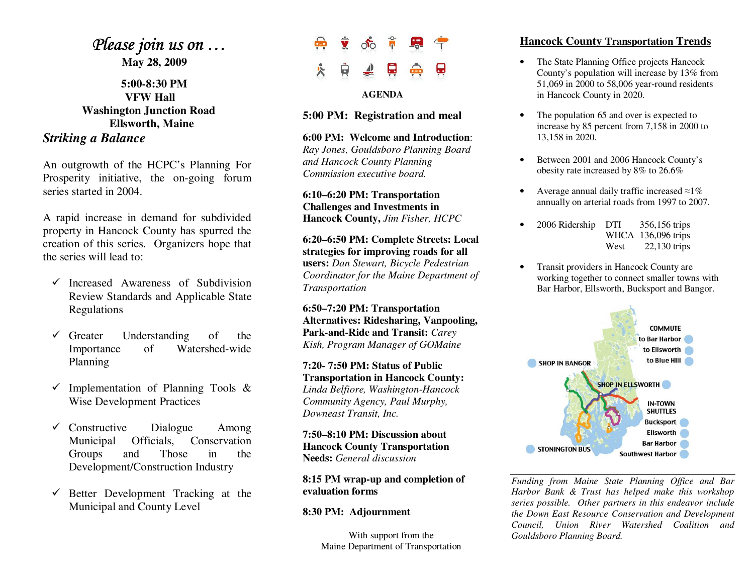*Please join us on …*

**May 28, 2009**

**5:00-8:30 PM**
**VFW Hall**
**Washington Junction Road**
**Ellsworth, Maine**

## *Striking a Balance*

An outgrowth of the HCPC's Planning For Prosperity initiative, the on-going forum series started in 2004.

A rapid increase in demand for subdivided property in Hancock County has spurred the creation of this series. Organizers hope that the series will lead to:

- ✓ Increased Awareness of Subdivision Review Standards and Applicable State Regulations
- ✓ Greater Understanding of the Importance of Watershed-wide Planning
- ✓ Implementation of Planning Tools & Wise Development Practices
- ✓ Constructive Dialogue Among Municipal Officials, Conservation Groups and Those in the Development/Construction Industry
- ✓ Better Development Tracking at the Municipal and County Level

**AGENDA**

**5:00 PM: Registration and meal**

**6:00 PM: Welcome and Introduction**: *Ray Jones, Gouldsboro Planning Board and Hancock County Planning Commission executive board.*

**6:10–6:20 PM: Transportation Challenges and Investments in Hancock County,** *Jim Fisher, HCPC*

**6:20–6:50 PM: Complete Streets: Local strategies for improving roads for all users:** *Dan Stewart, Bicycle Pedestrian Coordinator for the Maine Department of Transportation*

**6:50–7:20 PM: Transportation Alternatives: Ridesharing, Vanpooling, Park-and-Ride and Transit:** *Carey Kish, Program Manager of GOMaine*

**7:20- 7:50 PM: Status of Public Transportation in Hancock County:** *Linda Belfiore, Washington-Hancock Community Agency, Paul Murphy, Downeast Transit, Inc.*

**7:50–8:10 PM: Discussion about Hancock County Transportation Needs:** *General discussion*

**8:15 PM wrap-up and completion of evaluation forms**

**8:30 PM: Adjournment**

With support from the
Maine Department of Transportation

## Hancock County Transportation Trends

- The State Planning Office projects Hancock County's population will increase by 13% from 51,069 in 2000 to 58,006 year-round residents in Hancock County in 2020.
- The population 65 and over is expected to increase by 85 percent from 7,158 in 2000 to 13,158 in 2020.
- Between 2001 and 2006 Hancock County's obesity rate increased by 8% to 26.6%
- Average annual daily traffic increased ≈1% annually on arterial roads from 1997 to 2007.
- 2006 Ridership DTI 356,156 trips
  WHCA 136,096 trips
  West 22,130 trips
- Transit providers in Hancock County are working together to connect smaller towns with Bar Harbor, Ellsworth, Bucksport and Bangor.

COMMUTE
to Bar Harbor
to Ellsworth
to Blue Hill
SHOP IN BANGOR
SHOP IN ELLSWORTH
IN-TOWN SHUTTLES
Bucksport
Ellsworth
Bar Harbor
Southwest Harbor
STONINGTON BUS

*Funding from Maine State Planning Office and Bar Harbor Bank & Trust has helped make this workshop series possible. Other partners in this endeavor include the Down East Resource Conservation and Development Council, Union River Watershed Coalition and Gouldsboro Planning Board.*